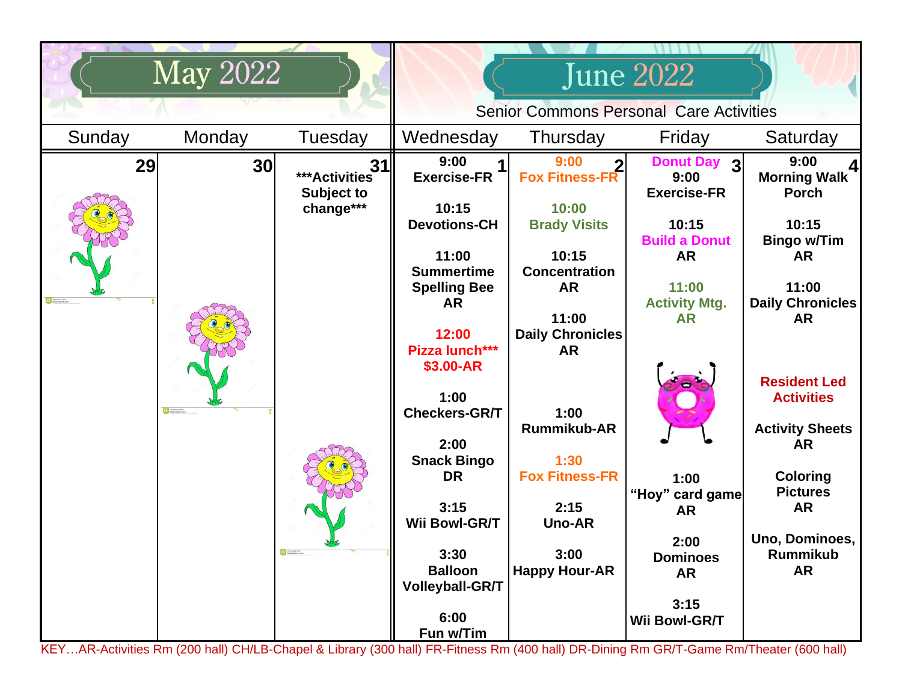# May 2022

# June 2022

Senior Commons Personal Care Activities

| Sunday | Monday | Tuesday | Wednesday | Thursday | Friday | Saturday |
|---|---|---|---|---|---|---|
| 29 | 30 | 31<br>***Activities Subject to change*** | 1<br>9:00<br>Exercise-FR<br><br>10:15<br>Devotions-CH<br><br>11:00<br>Summertime Spelling Bee<br>AR<br><br>12:00<br>Pizza lunch***<br>$3.00-AR<br><br>1:00<br>Checkers-GR/T<br><br>2:00<br>Snack Bingo<br>DR<br><br>3:15<br>Wii Bowl-GR/T<br><br>3:30<br>Balloon Volleyball-GR/T<br><br>6:00<br>Fun w/Tim | 2<br>9:00<br>Fox Fitness-FR<br><br>10:00<br>Brady Visits<br><br>10:15<br>Concentration<br>AR<br><br>11:00<br>Daily Chronicles<br>AR<br><br>1:00<br>Rummikub-AR<br><br>1:30<br>Fox Fitness-FR<br><br>2:15<br>Uno-AR<br><br>3:00<br>Happy Hour-AR | 3<br>Donut Day<br>9:00<br>Exercise-FR<br><br>10:15<br>Build a Donut<br>AR<br><br>11:00<br>Activity Mtg.<br>AR<br><br>1:00<br>"Hoy" card game<br>AR<br><br>2:00<br>Dominoes<br>AR<br><br>3:15<br>Wii Bowl-GR/T | 4<br>9:00<br>Morning Walk<br>Porch<br><br>10:15<br>Bingo w/Tim<br>AR<br><br>11:00<br>Daily Chronicles<br>AR<br><br>Resident Led Activities<br><br>Activity Sheets<br>AR<br><br>Coloring Pictures<br>AR<br><br>Uno, Dominoes, Rummikub<br>AR |

KEY…AR-Activities Rm (200 hall) CH/LB-Chapel & Library (300 hall) FR-Fitness Rm (400 hall) DR-Dining Rm GR/T-Game Rm/Theater (600 hall)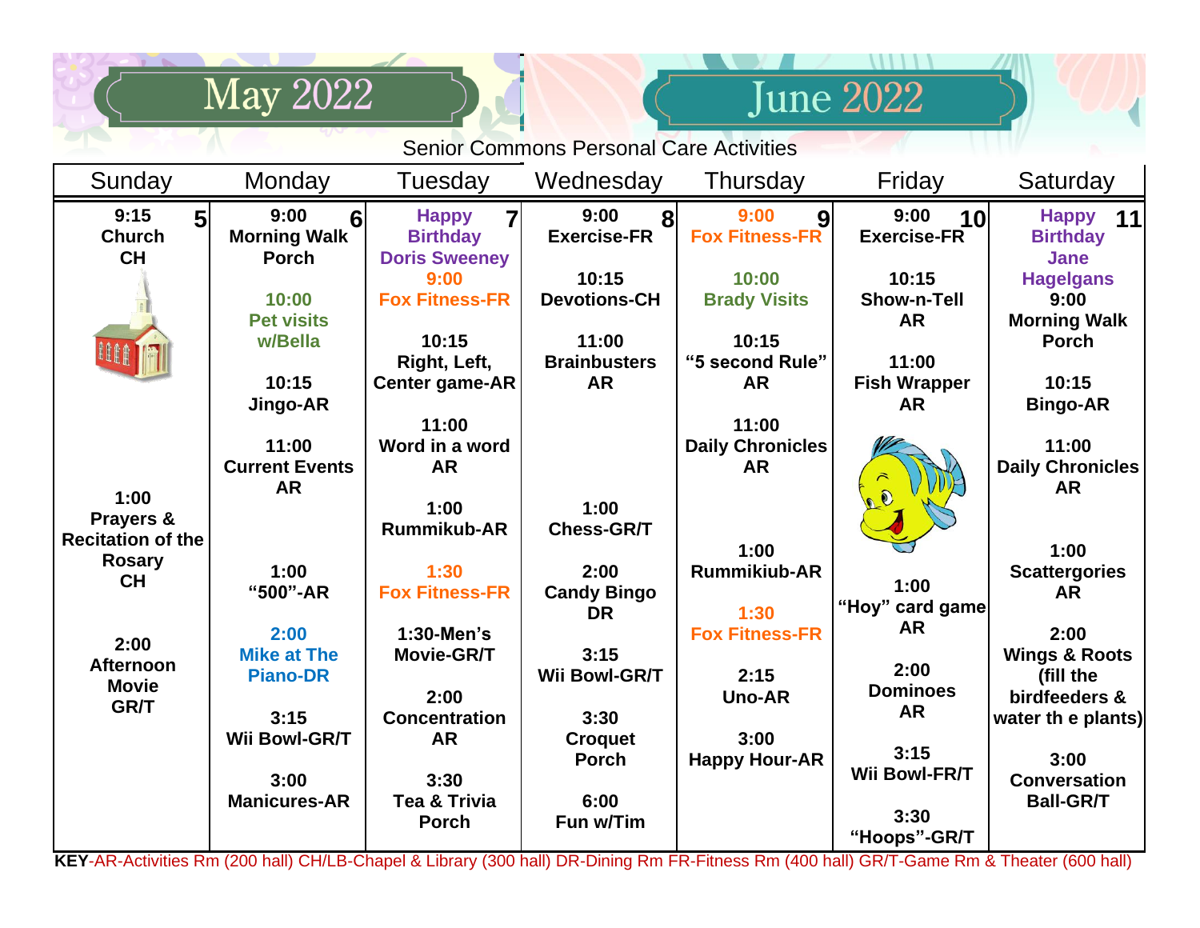# May 2022 / June 2022

Senior Commons Personal Care Activities

| Sunday | Monday | Tuesday | Wednesday | Thursday | Friday | Saturday |
|---|---|---|---|---|---|---|
| **5**<br>9:15 Church CH<br><br>1:00 Prayers & Recitation of the Rosary CH<br><br>2:00 Afternoon Movie GR/T | **6**<br>9:00 Morning Walk Porch<br><br>10:00 Pet visits w/Bella<br><br>10:15 Jingo-AR<br><br>11:00 Current Events AR<br><br>1:00 "500"-AR<br><br>2:00 Mike at The Piano-DR<br><br>3:15 Wii Bowl-GR/T<br><br>3:00 Manicures-AR | **7**<br>Happy Birthday Doris Sweeney<br>9:00 Fox Fitness-FR<br><br>10:15 Right, Left, Center game-AR<br><br>11:00 Word in a word AR<br><br>1:00 Rummikub-AR<br><br>1:30 Fox Fitness-FR<br><br>1:30-Men's Movie-GR/T<br><br>2:00 Concentration AR<br><br>3:30 Tea & Trivia Porch | **8**<br>9:00 Exercise-FR<br><br>10:15 Devotions-CH<br><br>11:00 Brainbusters AR<br><br>1:00 Chess-GR/T<br><br>2:00 Candy Bingo DR<br><br>3:15 Wii Bowl-GR/T<br><br>3:30 Croquet Porch<br><br>6:00 Fun w/Tim | **9**<br>9:00 Fox Fitness-FR<br><br>10:00 Brady Visits<br><br>10:15 "5 second Rule" AR<br><br>11:00 Daily Chronicles AR<br><br>1:00 Rummikiub-AR<br><br>1:30 Fox Fitness-FR<br><br>2:15 Uno-AR<br><br>3:00 Happy Hour-AR | **10**<br>9:00 Exercise-FR<br><br>10:15 Show-n-Tell AR<br><br>11:00 Fish Wrapper AR<br><br>1:00 "Hoy" card game AR<br><br>2:00 Dominoes AR<br><br>3:15 Wii Bowl-FR/T<br><br>3:30 "Hoops"-GR/T | **11**<br>Happy Birthday Jane Hagelgans<br>9:00 Morning Walk Porch<br><br>10:15 Bingo-AR<br><br>11:00 Daily Chronicles AR<br><br>1:00 Scattergories AR<br><br>2:00 Wings & Roots (fill the birdfeeders & water th e plants)<br><br>3:00 Conversation Ball-GR/T |

**KEY**-AR-Activities Rm (200 hall) CH/LB-Chapel & Library (300 hall) DR-Dining Rm FR-Fitness Rm (400 hall) GR/T-Game Rm & Theater (600 hall)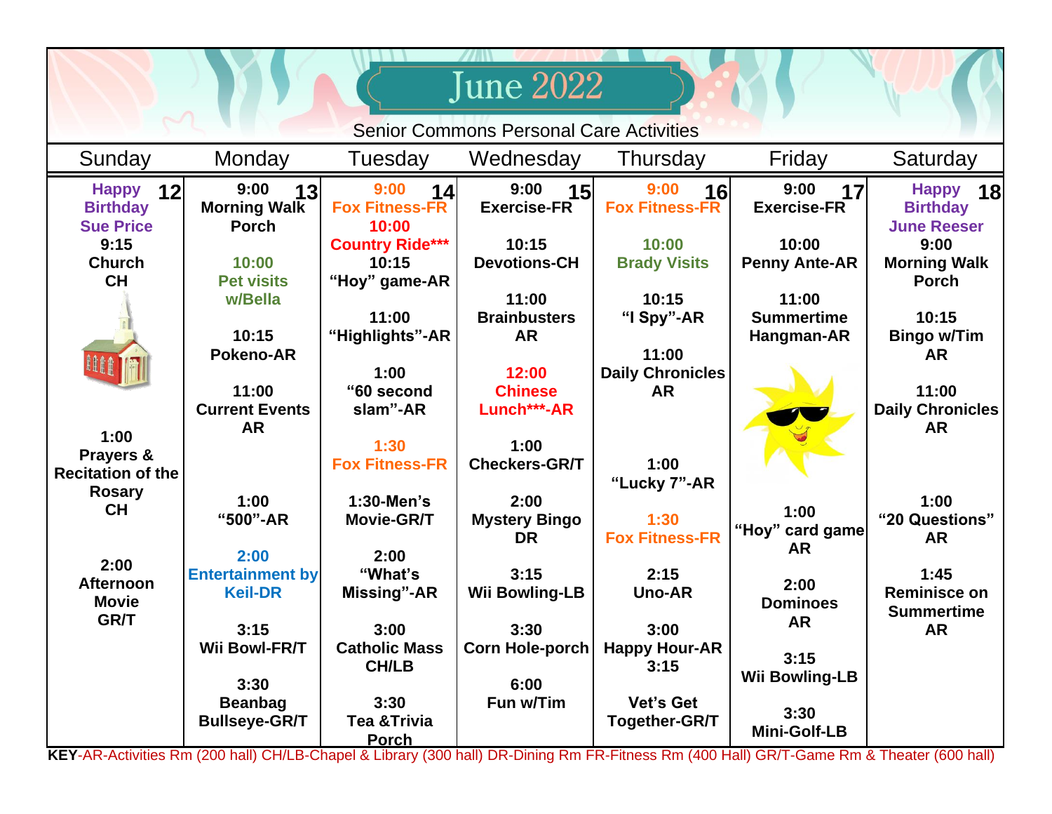# June 2022

Senior Commons Personal Care Activities

| Sunday | Monday | Tuesday | Wednesday | Thursday | Friday | Saturday |
|---|---|---|---|---|---|---|
| **12** Happy Birthday Sue Price<br>9:15 Church CH<br>1:00 Prayers & Recitation of the Rosary CH<br>2:00 Afternoon Movie GR/T | **13** 9:00 Morning Walk Porch<br>10:00 Pet visits w/Bella<br>10:15 Pokeno-AR<br>11:00 Current Events AR<br>1:00 "500"-AR<br>2:00 Entertainment by Keil-DR<br>3:15 Wii Bowl-FR/T<br>3:30 Beanbag Bullseye-GR/T | **14** 9:00 Fox Fitness-FR<br>10:00 Country Ride***<br>10:15 "Hoy" game-AR<br>11:00 "Highlights"-AR<br>1:00 "60 second slam"-AR<br>1:30 Fox Fitness-FR<br>1:30-Men's Movie-GR/T<br>2:00 "What's Missing"-AR<br>3:00 Catholic Mass CH/LB<br>3:30 Tea &Trivia Porch | **15** 9:00 Exercise-FR<br>10:15 Devotions-CH<br>11:00 Brainbusters AR<br>12:00 Chinese Lunch***-AR<br>1:00 Checkers-GR/T<br>2:00 Mystery Bingo DR<br>3:15 Wii Bowling-LB<br>3:30 Corn Hole-porch<br>6:00 Fun w/Tim | **16** 9:00 Fox Fitness-FR<br>10:00 Brady Visits<br>10:15 "I Spy"-AR<br>11:00 Daily Chronicles AR<br>1:00 "Lucky 7"-AR<br>1:30 Fox Fitness-FR<br>2:15 Uno-AR<br>3:00 Happy Hour-AR<br>3:15 Vet's Get Together-GR/T | **17** 9:00 Exercise-FR<br>10:00 Penny Ante-AR<br>11:00 Summertime Hangman-AR<br>1:00 "Hoy" card game AR<br>2:00 Dominoes AR<br>3:15 Wii Bowling-LB<br>3:30 Mini-Golf-LB | **18** Happy Birthday June Reeser<br>9:00 Morning Walk Porch<br>10:15 Bingo w/Tim AR<br>11:00 Daily Chronicles AR<br>1:00 "20 Questions" AR<br>1:45 Reminisce on Summertime AR |

**KEY**-AR-Activities Rm (200 hall) CH/LB-Chapel & Library (300 hall) DR-Dining Rm FR-Fitness Rm (400 Hall) GR/T-Game Rm & Theater (600 hall)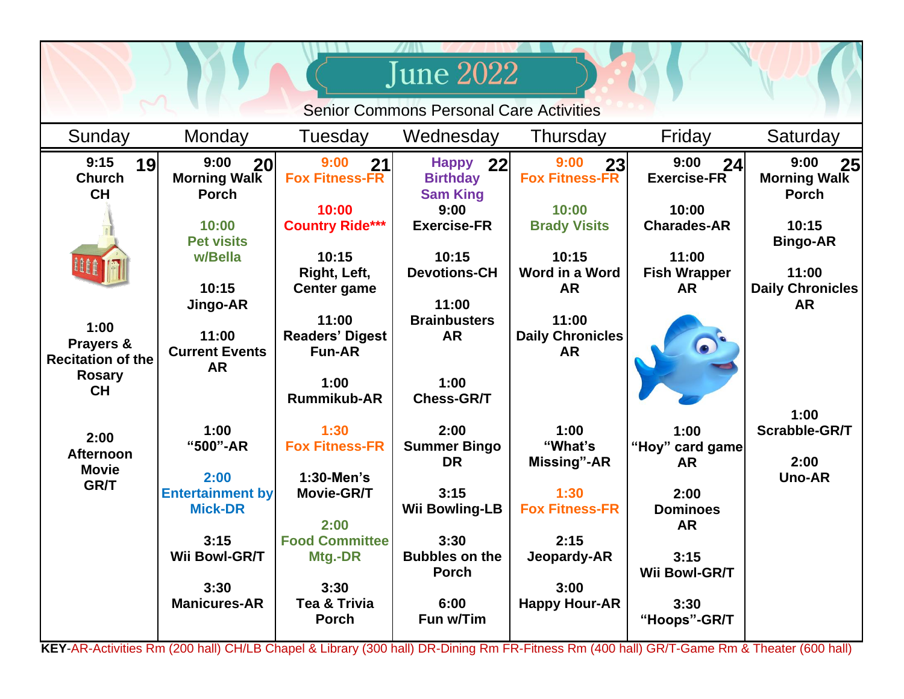# June 2022

Senior Commons Personal Care Activities

| Sunday | Monday | Tuesday | Wednesday | Thursday | Friday | Saturday |
|---|---|---|---|---|---|---|
| **19**<br>9:15<br>Church<br>CH<br><br>1:00<br>Prayers & Recitation of the Rosary<br>CH<br><br>2:00<br>Afternoon Movie<br>GR/T | **20**<br>9:00<br>Morning Walk<br>Porch<br><br>10:00<br>Pet visits w/Bella<br><br>10:15<br>Jingo-AR<br><br>11:00<br>Current Events<br>AR<br><br>1:00<br>"500"-AR<br><br>2:00<br>Entertainment by Mick-DR<br><br>3:15<br>Wii Bowl-GR/T<br><br>3:30<br>Manicures-AR | **21**<br>9:00<br>Fox Fitness-FR<br><br>10:00<br>Country Ride***<br><br>10:15<br>Right, Left, Center game<br><br>11:00<br>Readers' Digest Fun-AR<br><br>1:00<br>Rummikub-AR<br><br>1:30<br>Fox Fitness-FR<br><br>1:30-Men's Movie-GR/T<br><br>2:00<br>Food Committee Mtg.-DR<br><br>3:30<br>Tea & Trivia<br>Porch | **22**<br>Happy Birthday Sam King<br>9:00<br>Exercise-FR<br><br>10:15<br>Devotions-CH<br><br>11:00<br>Brainbusters<br>AR<br><br>1:00<br>Chess-GR/T<br><br>2:00<br>Summer Bingo<br>DR<br><br>3:15<br>Wii Bowling-LB<br><br>3:30<br>Bubbles on the Porch<br><br>6:00<br>Fun w/Tim | **23**<br>9:00<br>Fox Fitness-FR<br><br>10:00<br>Brady Visits<br><br>10:15<br>Word in a Word<br>AR<br><br>11:00<br>Daily Chronicles<br>AR<br><br>1:00<br>"What's Missing"-AR<br><br>1:30<br>Fox Fitness-FR<br><br>2:15<br>Jeopardy-AR<br><br>3:00<br>Happy Hour-AR | **24**<br>9:00<br>Exercise-FR<br><br>10:00<br>Charades-AR<br><br>11:00<br>Fish Wrapper<br>AR<br><br>1:00<br>"Hoy" card game<br>AR<br><br>2:00<br>Dominoes<br>AR<br><br>3:15<br>Wii Bowl-GR/T<br><br>3:30<br>"Hoops"-GR/T | **25**<br>9:00<br>Morning Walk<br>Porch<br><br>10:15<br>Bingo-AR<br><br>11:00<br>Daily Chronicles<br>AR<br><br>1:00<br>Scrabble-GR/T<br><br>2:00<br>Uno-AR |

**KEY**-AR-Activities Rm (200 hall) CH/LB Chapel & Library (300 hall) DR-Dining Rm FR-Fitness Rm (400 hall) GR/T-Game Rm & Theater (600 hall)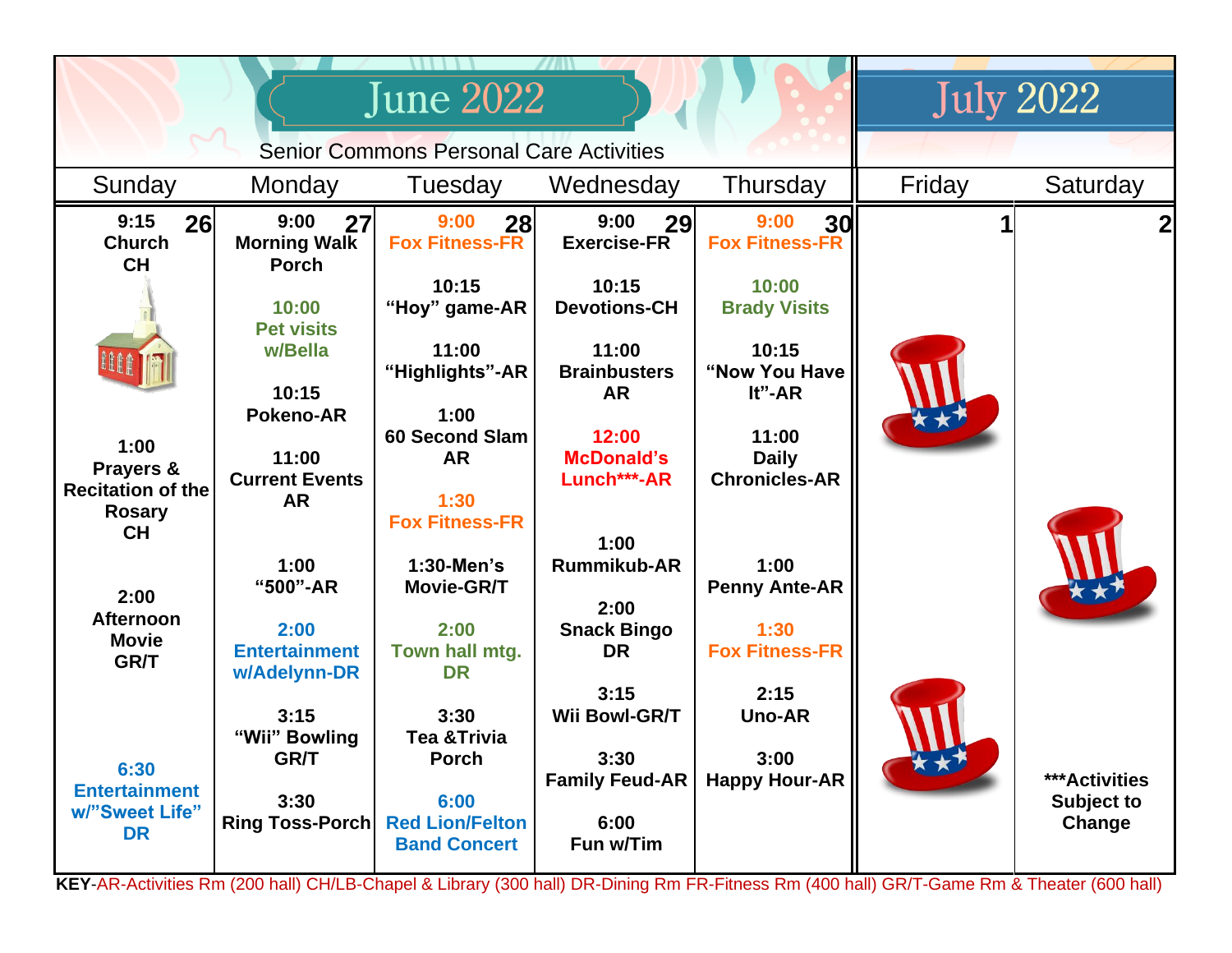# June 2022

# July 2022

Senior Commons Personal Care Activities

| Sunday | Monday | Tuesday | Wednesday | Thursday | Friday | Saturday |
| --- | --- | --- | --- | --- | --- | --- |
| **26**<br>9:15 Church CH<br><br>1:00 Prayers & Recitation of the Rosary CH<br><br>2:00 Afternoon Movie GR/T<br><br>6:30 Entertainment w/"Sweet Life" DR | **27**<br>9:00 Morning Walk Porch<br><br>10:00 Pet visits w/Bella<br><br>10:15 Pokeno-AR<br><br>11:00 Current Events AR<br><br>1:00 "500"-AR<br><br>2:00 Entertainment w/Adelynn-DR<br><br>3:15 "Wii" Bowling GR/T<br><br>3:30 Ring Toss-Porch | **28**<br>9:00 Fox Fitness-FR<br><br>10:15 "Hoy" game-AR<br><br>11:00 "Highlights"-AR<br><br>1:00 60 Second Slam AR<br><br>1:30 Fox Fitness-FR<br><br>1:30-Men's Movie-GR/T<br><br>2:00 Town hall mtg. DR<br><br>3:30 Tea &Trivia Porch<br><br>6:00 Red Lion/Felton Band Concert | **29**<br>9:00 Exercise-FR<br><br>10:15 Devotions-CH<br><br>11:00 Brainbusters AR<br><br>12:00 McDonald's Lunch***-AR<br><br>1:00 Rummikub-AR<br><br>2:00 Snack Bingo DR<br><br>3:15 Wii Bowl-GR/T<br><br>3:30 Family Feud-AR<br><br>6:00 Fun w/Tim | **30**<br>9:00 Fox Fitness-FR<br><br>10:00 Brady Visits<br><br>10:15 "Now You Have It"-AR<br><br>11:00 Daily Chronicles-AR<br><br>1:00 Penny Ante-AR<br><br>1:30 Fox Fitness-FR<br><br>2:15 Uno-AR<br><br>3:00 Happy Hour-AR | **1** | **2**<br><br>***Activities Subject to Change |

**KEY**-AR-Activities Rm (200 hall) CH/LB-Chapel & Library (300 hall) DR-Dining Rm FR-Fitness Rm (400 hall) GR/T-Game Rm & Theater (600 hall)